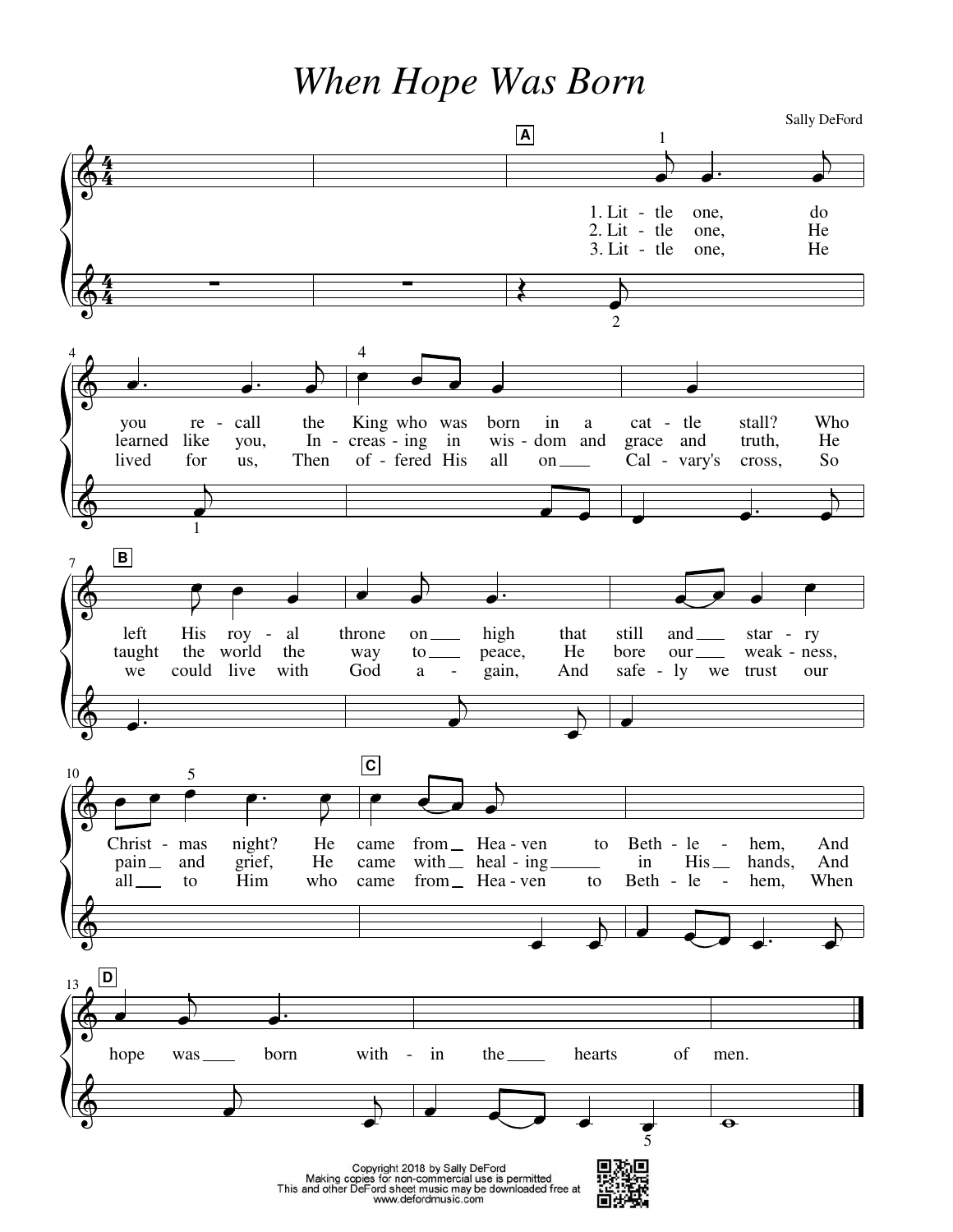# When Hope Was Born

Sally DeFord

1. Lit - tle one, do
2. Lit - tle one, He
3. Lit - tle one, He

you re - call the King who was born in a cat - tle stall? Who
learned like you, In - creas - ing in wis - dom and grace and truth, He
lived for us, Then of - fered His all on Cal - vary's cross, So

left His roy - al throne on high that still and star - ry
taught the world the way to peace, He bore our weak - ness,
we could live with God a - gain, And safe - ly we trust our

Christ - mas night? He came from Hea - ven to Beth - le - hem, And
pain and grief, He came with heal - ing in His hands, And
all to Him who came from Hea - ven to Beth - le - hem, When

hope was born with - in the hearts of men.

Copyright 2018 by Sally DeFord
Making copies for non-commercial use is permitted
This and other DeFord sheet music may be downloaded free at
www.defordmusic.com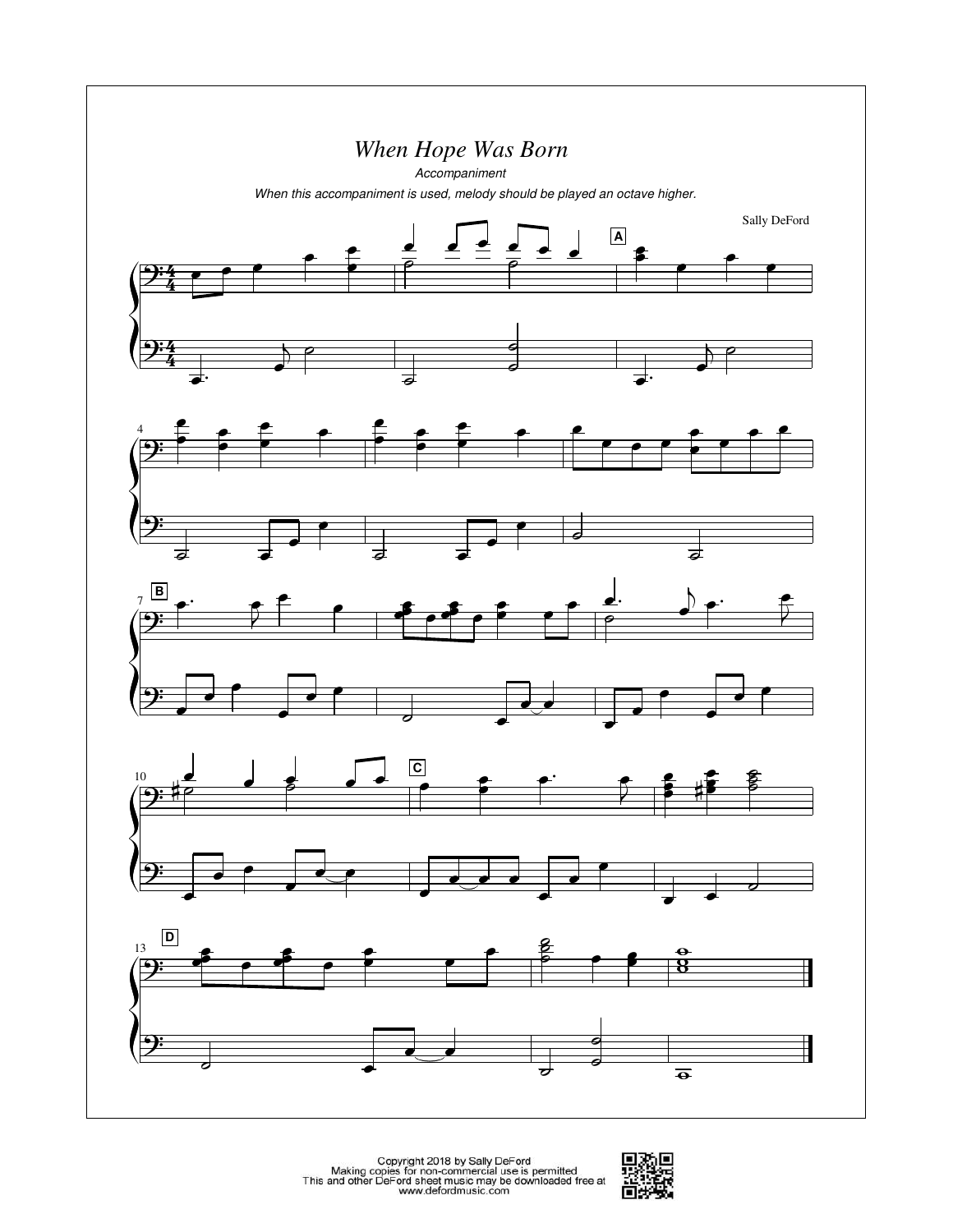# *When Hope Was Born*

*Accompaniment*

*When this accompaniment is used, melody should be played an octave higher.*

Sally DeFord

Copyright 2018 by Sally DeFord
Making copies for non-commercial use is permitted
This and other DeFord sheet music may be downloaded free at
www.defordmusic.com